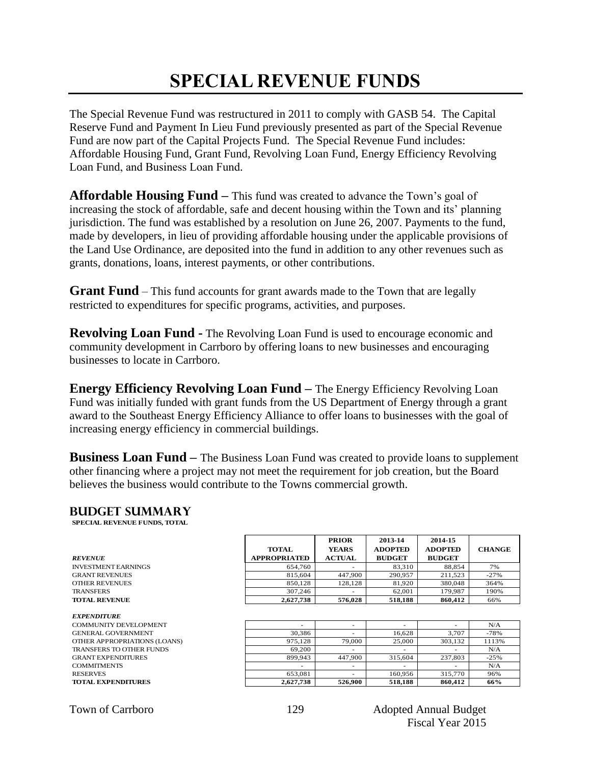# SPECIAL REVENUE FUNDS

The Special Revenue Fund was restructured in 2011 to comply with GASB 54. The Capital Reserve Fund and Payment In Lieu Fund previously presented as part of the Special Revenue Fund are now part of the Capital Projects Fund. The Special Revenue Fund includes: Affordable Housing Fund, Grant Fund, Revolving Loan Fund, Energy Efficiency Revolving Loan Fund, and Business Loan Fund.

**Affordable Housing Fund –** This fund was created to advance the Town's goal of increasing the stock of affordable, safe and decent housing within the Town and its' planning jurisdiction. The fund was established by a resolution on June 26, 2007. Payments to the fund, made by developers, in lieu of providing affordable housing under the applicable provisions of the Land Use Ordinance, are deposited into the fund in addition to any other revenues such as grants, donations, loans, interest payments, or other contributions.

**Grant Fund** – This fund accounts for grant awards made to the Town that are legally restricted to expenditures for specific programs, activities, and purposes.

**Revolving Loan Fund -** The Revolving Loan Fund is used to encourage economic and community development in Carrboro by offering loans to new businesses and encouraging businesses to locate in Carrboro.

**Energy Efficiency Revolving Loan Fund –** The Energy Efficiency Revolving Loan Fund was initially funded with grant funds from the US Department of Energy through a grant award to the Southeast Energy Efficiency Alliance to offer loans to businesses with the goal of increasing energy efficiency in commercial buildings.

**Business Loan Fund –** The Business Loan Fund was created to provide loans to supplement other financing where a project may not meet the requirement for job creation, but the Board believes the business would contribute to the Towns commercial growth.

## BUDGET SUMMARY

**SPECIAL REVENUE FUNDS, TOTAL**

| | TOTAL APPROPRIATED | PRIOR YEARS ACTUAL | 2013-14 ADOPTED BUDGET | 2014-15 ADOPTED BUDGET | CHANGE |
|---|---|---|---|---|---|
| ***REVENUE*** | | | | | |
| INVESTMENT EARNINGS | 654,760 | - | 83,310 | 88,854 | 7% |
| GRANT REVENUES | 815,604 | 447,900 | 290,957 | 211,523 | -27% |
| OTHER REVENUES | 850,128 | 128,128 | 81,920 | 380,048 | 364% |
| TRANSFERS | 307,246 | - | 62,001 | 179,987 | 190% |
| **TOTAL REVENUE** | **2,627,738** | **576,028** | **518,188** | **860,412** | 66% |
| ***EXPENDITURE*** | | | | | |
| COMMUNITY DEVELOPMENT | - | - | - | - | N/A |
| GENERAL GOVERNMENT | 30,386 | - | 16,628 | 3,707 | -78% |
| OTHER APPROPRIATIONS (LOANS) | 975,128 | 79,000 | 25,000 | 303,132 | 1113% |
| TRANSFERS TO OTHER FUNDS | 69,200 | - | - | - | N/A |
| GRANT EXPENDITURES | 899,943 | 447,900 | 315,604 | 237,803 | -25% |
| COMMITMENTS | - | - | - | - | N/A |
| RESERVES | 653,081 | - | 160,956 | 315,770 | 96% |
| **TOTAL EXPENDITURES** | **2,627,738** | **526,900** | **518,188** | **860,412** | **66%** |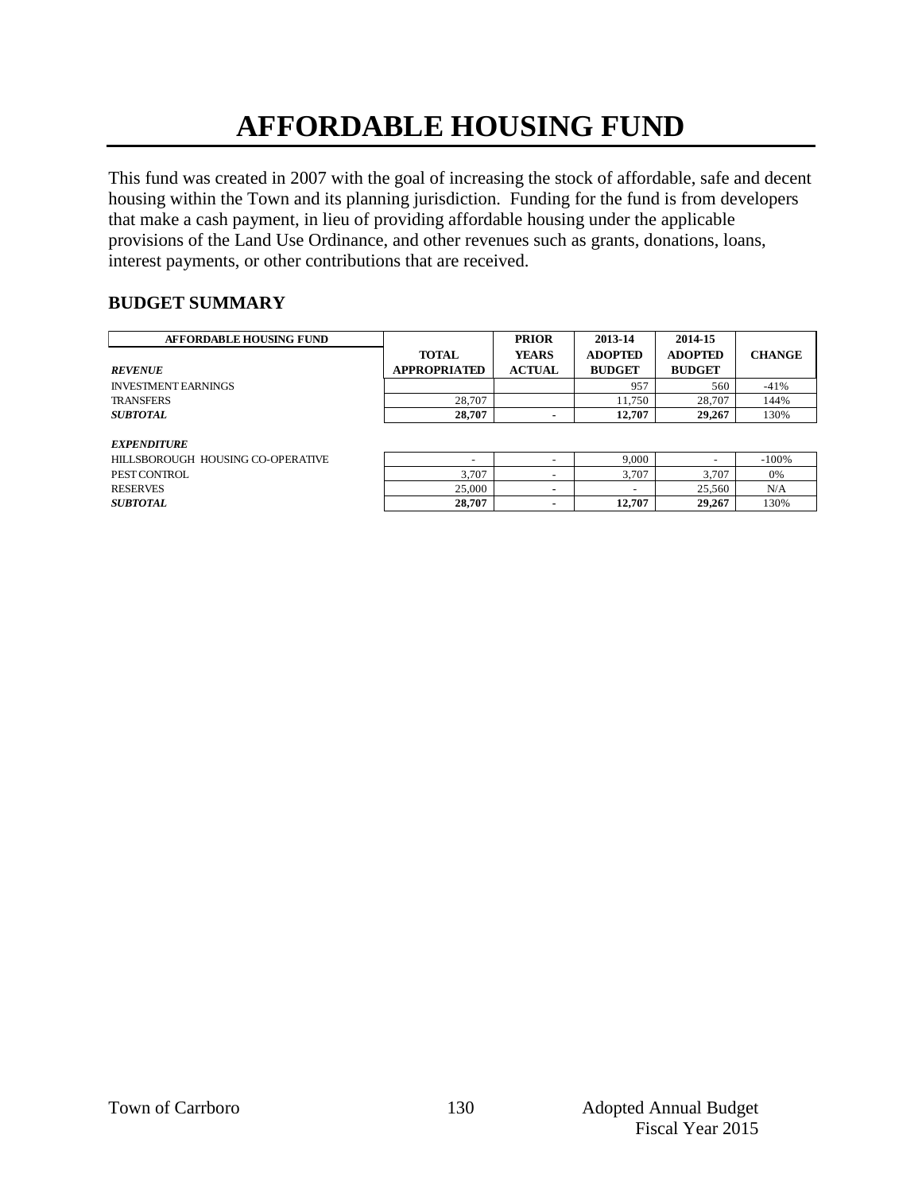# AFFORDABLE HOUSING FUND

This fund was created in 2007 with the goal of increasing the stock of affordable, safe and decent housing within the Town and its planning jurisdiction. Funding for the fund is from developers that make a cash payment, in lieu of providing affordable housing under the applicable provisions of the Land Use Ordinance, and other revenues such as grants, donations, loans, interest payments, or other contributions that are received.

## BUDGET SUMMARY

| AFFORDABLE HOUSING FUND | TOTAL APPROPRIATED | PRIOR YEARS ACTUAL | 2013-14 ADOPTED BUDGET | 2014-15 ADOPTED BUDGET | CHANGE |
|---|---|---|---|---|---|
| ***REVENUE*** | | | | | |
| INVESTMENT EARNINGS | | | 957 | 560 | -41% |
| TRANSFERS | 28,707 | | 11,750 | 28,707 | 144% |
| ***SUBTOTAL*** | **28,707** | **-** | **12,707** | **29,267** | 130% |
| ***EXPENDITURE*** | | | | | |
| HILLSBOROUGH HOUSING CO-OPERATIVE | - | - | 9,000 | - | -100% |
| PEST CONTROL | 3,707 | - | 3,707 | 3,707 | 0% |
| RESERVES | 25,000 | - | - | 25,560 | N/A |
| ***SUBTOTAL*** | **28,707** | **-** | **12,707** | **29,267** | 130% |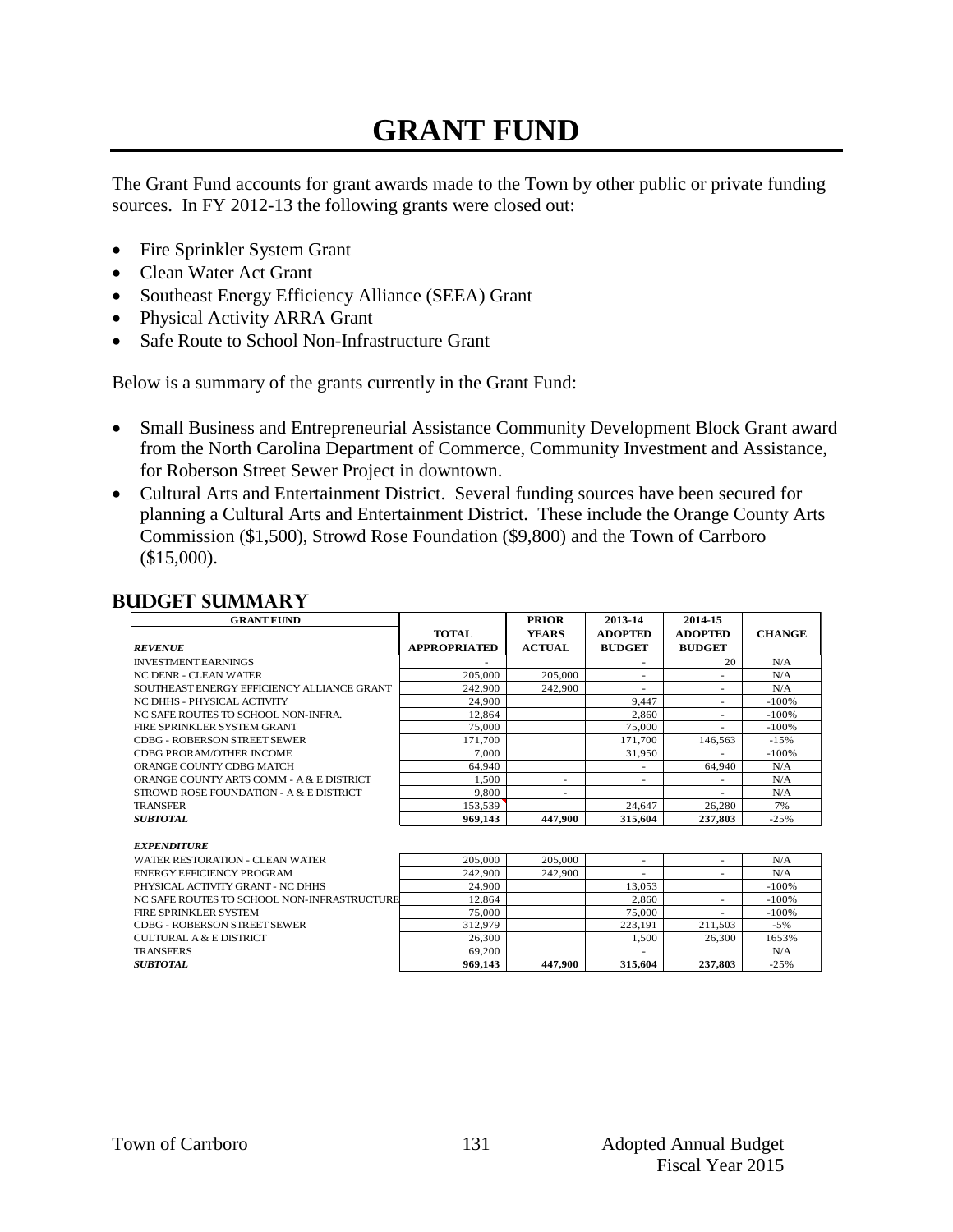# GRANT FUND

The Grant Fund accounts for grant awards made to the Town by other public or private funding sources. In FY 2012-13 the following grants were closed out:

- Fire Sprinkler System Grant
- Clean Water Act Grant
- Southeast Energy Efficiency Alliance (SEEA) Grant
- Physical Activity ARRA Grant
- Safe Route to School Non-Infrastructure Grant

Below is a summary of the grants currently in the Grant Fund:

- Small Business and Entrepreneurial Assistance Community Development Block Grant award from the North Carolina Department of Commerce, Community Investment and Assistance, for Roberson Street Sewer Project in downtown.
- Cultural Arts and Entertainment District. Several funding sources have been secured for planning a Cultural Arts and Entertainment District. These include the Orange County Arts Commission ($1,500), Strowd Rose Foundation ($9,800) and the Town of Carrboro ($15,000).

## BUDGET SUMMARY

| GRANT FUND | TOTAL APPROPRIATED | PRIOR YEARS ACTUAL | 2013-14 ADOPTED BUDGET | 2014-15 ADOPTED BUDGET | CHANGE |
|---|---|---|---|---|---|
| ***REVENUE*** | | | | | |
| INVESTMENT EARNINGS | - | | - | 20 | N/A |
| NC DENR - CLEAN WATER | 205,000 | 205,000 | - | - | N/A |
| SOUTHEAST ENERGY EFFICIENCY ALLIANCE GRANT | 242,900 | 242,900 | - | - | N/A |
| NC DHHS - PHYSICAL ACTIVITY | 24,900 | | 9,447 | - | -100% |
| NC SAFE ROUTES TO SCHOOL NON-INFRA. | 12,864 | | 2,860 | - | -100% |
| FIRE SPRINKLER SYSTEM GRANT | 75,000 | | 75,000 | - | -100% |
| CDBG - ROBERSON STREET SEWER | 171,700 | | 171,700 | 146,563 | -15% |
| CDBG PRORAM/OTHER INCOME | 7,000 | | 31,950 | - | -100% |
| ORANGE COUNTY CDBG MATCH | 64,940 | | - | 64,940 | N/A |
| ORANGE COUNTY ARTS COMM - A & E DISTRICT | 1,500 | - | - | - | N/A |
| STROWD ROSE FOUNDATION - A & E DISTRICT | 9,800 | - | | - | N/A |
| TRANSFER | 153,539 | | 24,647 | 26,280 | 7% |
| ***SUBTOTAL*** | **969,143** | **447,900** | **315,604** | **237,803** | -25% |
| | | | | | |
| ***EXPENDITURE*** | | | | | |
| WATER RESTORATION - CLEAN WATER | 205,000 | 205,000 | - | - | N/A |
| ENERGY EFFICIENCY PROGRAM | 242,900 | 242,900 | - | - | N/A |
| PHYSICAL ACTIVITY GRANT - NC DHHS | 24,900 | | 13,053 | | -100% |
| NC SAFE ROUTES TO SCHOOL NON-INFRASTRUCTURE | 12,864 | | 2,860 | - | -100% |
| FIRE SPRINKLER SYSTEM | 75,000 | | 75,000 | - | -100% |
| CDBG - ROBERSON STREET SEWER | 312,979 | | 223,191 | 211,503 | -5% |
| CULTURAL A & E DISTRICT | 26,300 | | 1,500 | 26,300 | 1653% |
| TRANSFERS | 69,200 | | - | | N/A |
| ***SUBTOTAL*** | **969,143** | **447,900** | **315,604** | **237,803** | -25% |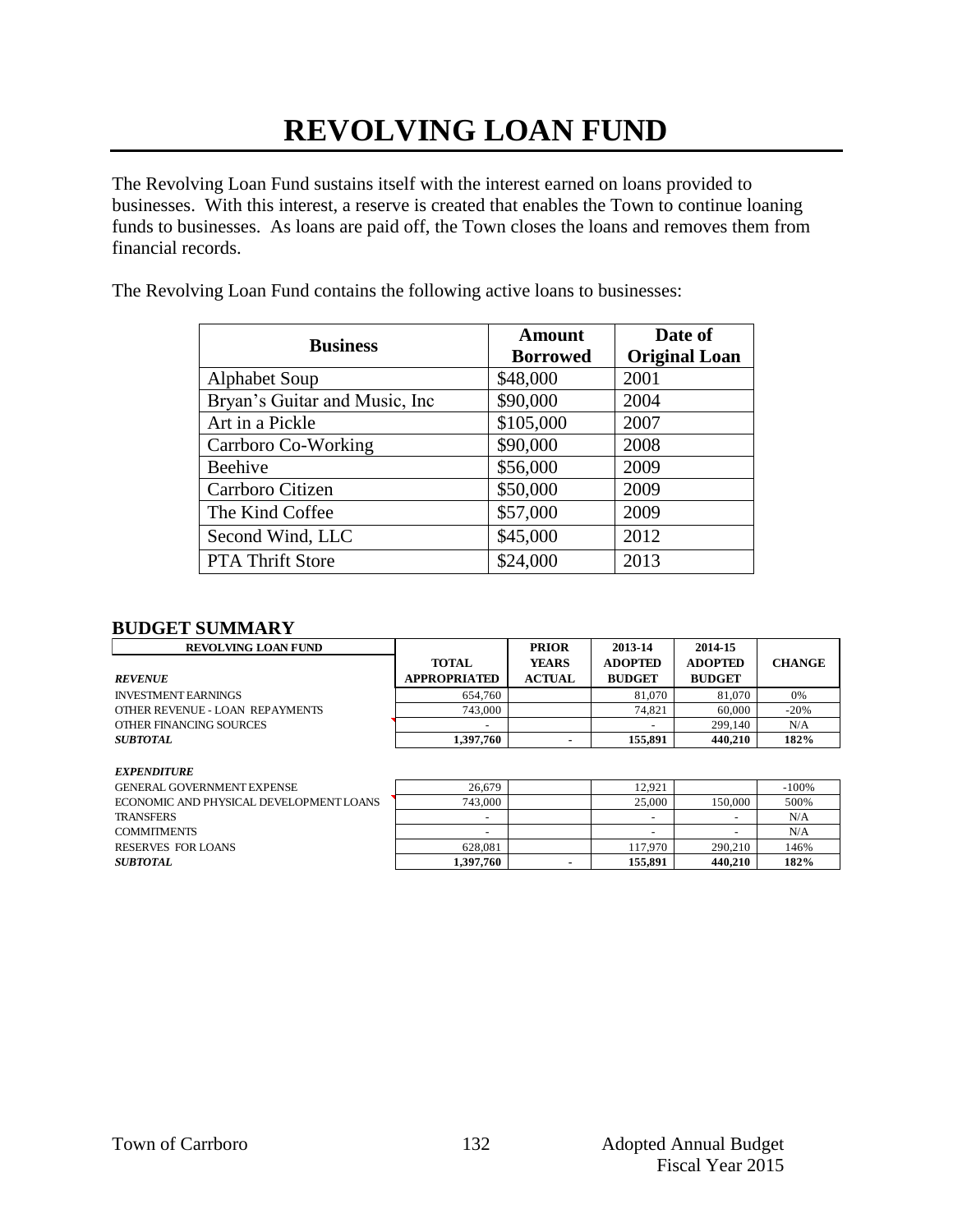# REVOLVING LOAN FUND

The Revolving Loan Fund sustains itself with the interest earned on loans provided to businesses. With this interest, a reserve is created that enables the Town to continue loaning funds to businesses. As loans are paid off, the Town closes the loans and removes them from financial records.

The Revolving Loan Fund contains the following active loans to businesses:

| Business | Amount Borrowed | Date of Original Loan |
|---|---|---|
| Alphabet Soup | $48,000 | 2001 |
| Bryan's Guitar and Music, Inc | $90,000 | 2004 |
| Art in a Pickle | $105,000 | 2007 |
| Carrboro Co-Working | $90,000 | 2008 |
| Beehive | $56,000 | 2009 |
| Carrboro Citizen | $50,000 | 2009 |
| The Kind Coffee | $57,000 | 2009 |
| Second Wind, LLC | $45,000 | 2012 |
| PTA Thrift Store | $24,000 | 2013 |

## BUDGET SUMMARY

| REVOLVING LOAN FUND | TOTAL APPROPRIATED | PRIOR YEARS ACTUAL | 2013-14 ADOPTED BUDGET | 2014-15 ADOPTED BUDGET | CHANGE |
|---|---|---|---|---|---|
| ***REVENUE*** | | | | | |
| INVESTMENT EARNINGS | 654,760 | | 81,070 | 81,070 | 0% |
| OTHER REVENUE - LOAN REPAYMENTS | 743,000 | | 74,821 | 60,000 | -20% |
| OTHER FINANCING SOURCES | - | | - | 299,140 | N/A |
| ***SUBTOTAL*** | **1,397,760** | **-** | **155,891** | **440,210** | **182%** |
| ***EXPENDITURE*** | | | | | |
| GENERAL GOVERNMENT EXPENSE | 26,679 | | 12,921 | | -100% |
| ECONOMIC AND PHYSICAL DEVELOPMENT LOANS | 743,000 | | 25,000 | 150,000 | 500% |
| TRANSFERS | - | | - | - | N/A |
| COMMITMENTS | - | | - | - | N/A |
| RESERVES FOR LOANS | 628,081 | | 117,970 | 290,210 | 146% |
| ***SUBTOTAL*** | **1,397,760** | **-** | **155,891** | **440,210** | **182%** |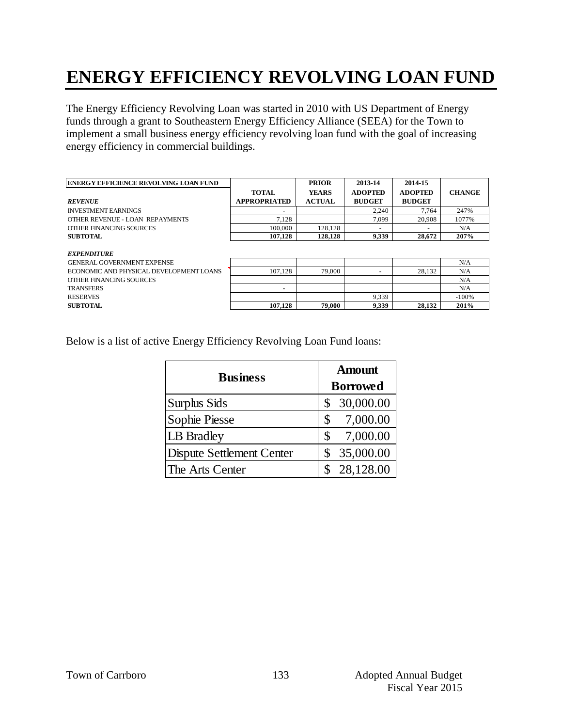# ENERGY EFFICIENCY REVOLVING LOAN FUND

The Energy Efficiency Revolving Loan was started in 2010 with US Department of Energy funds through a grant to Southeastern Energy Efficiency Alliance (SEEA) for the Town to implement a small business energy efficiency revolving loan fund with the goal of increasing energy efficiency in commercial buildings.

| ENERGY EFFICIENCE REVOLVING LOAN FUND | TOTAL APPROPRIATED | PRIOR YEARS ACTUAL | 2013-14 ADOPTED BUDGET | 2014-15 ADOPTED BUDGET | CHANGE |
|---|---|---|---|---|---|
| ***REVENUE*** | | | | | |
| INVESTMENT EARNINGS | - | | 2,240 | 7,764 | 247% |
| OTHER REVENUE - LOAN REPAYMENTS | 7,128 | | 7,099 | 20,908 | 1077% |
| OTHER FINANCING SOURCES | 100,000 | 128,128 | - | - | N/A |
| **SUBTOTAL** | **107,128** | **128,128** | **9,339** | **28,672** | **207%** |
| ***EXPENDITURE*** | | | | | |
| GENERAL GOVERNMENT EXPENSE | | | | | N/A |
| ECONOMIC AND PHYSICAL DEVELOPMENT LOANS | 107,128 | 79,000 | - | 28,132 | N/A |
| OTHER FINANCING SOURCES | | | | | N/A |
| TRANSFERS | - | | | | N/A |
| RESERVES | | | 9,339 | | -100% |
| **SUBTOTAL** | **107,128** | **79,000** | **9,339** | **28,132** | **201%** |

Below is a list of active Energy Efficiency Revolving Loan Fund loans:

| Business | Amount Borrowed |
|---|---|
| Surplus Sids | $ 30,000.00 |
| Sophie Piesse | $ 7,000.00 |
| LB Bradley | $ 7,000.00 |
| Dispute Settlement Center | $ 35,000.00 |
| The Arts Center | $ 28,128.00 |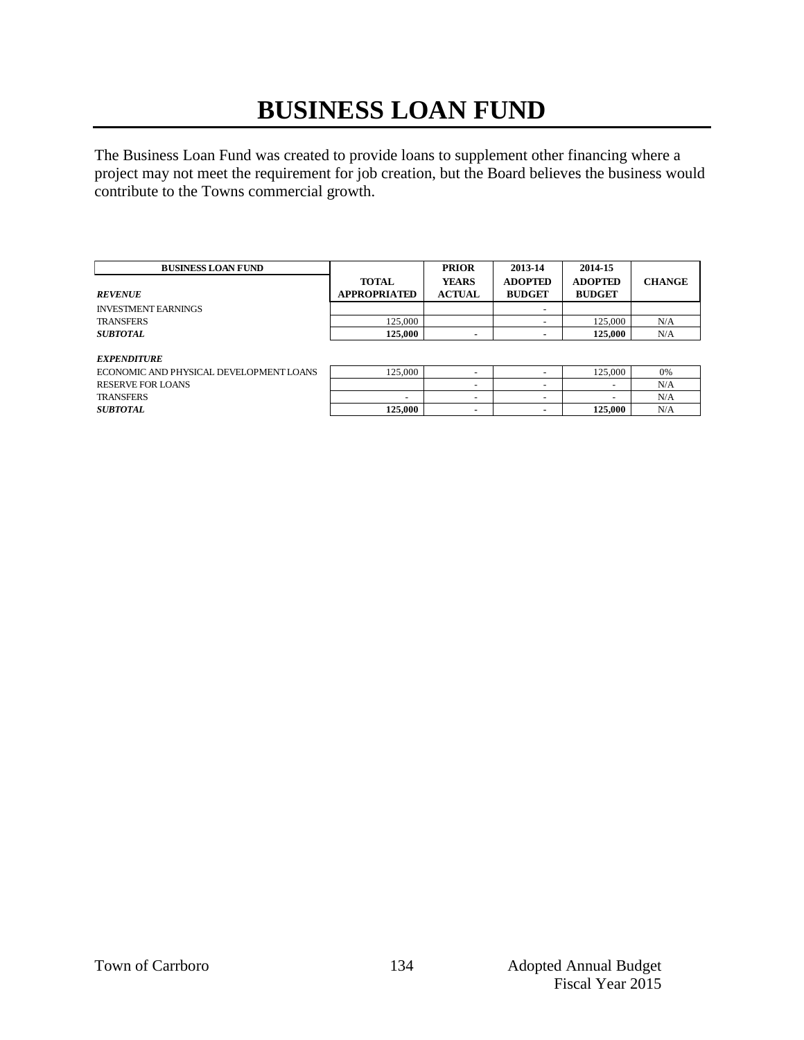# BUSINESS LOAN FUND

The Business Loan Fund was created to provide loans to supplement other financing where a project may not meet the requirement for job creation, but the Board believes the business would contribute to the Towns commercial growth.

| BUSINESS LOAN FUND | TOTAL APPROPRIATED | PRIOR YEARS ACTUAL | 2013-14 ADOPTED BUDGET | 2014-15 ADOPTED BUDGET | CHANGE |
|---|---|---|---|---|---|
| ***REVENUE*** | | | | | |
| INVESTMENT EARNINGS | | | - | | |
| TRANSFERS | 125,000 | | - | 125,000 | N/A |
| ***SUBTOTAL*** | **125,000** | **-** | **-** | **125,000** | N/A |
| ***EXPENDITURE*** | | | | | |
| ECONOMIC AND PHYSICAL DEVELOPMENT LOANS | 125,000 | - | - | 125,000 | 0% |
| RESERVE FOR LOANS | | - | - | - | N/A |
| TRANSFERS | - | - | - | - | N/A |
| ***SUBTOTAL*** | **125,000** | **-** | **-** | **125,000** | N/A |